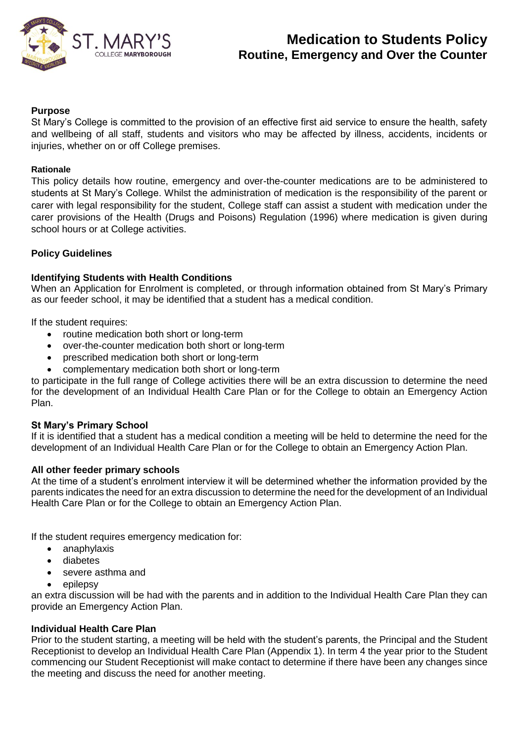# Medication to Students Policy
## Routine, Emergency and Over the Counter

**Purpose**

St Mary's College is committed to the provision of an effective first aid service to ensure the health, safety and wellbeing of all staff, students and visitors who may be affected by illness, accidents, incidents or injuries, whether on or off College premises.

**Rationale**

This policy details how routine, emergency and over-the-counter medications are to be administered to students at St Mary's College. Whilst the administration of medication is the responsibility of the parent or carer with legal responsibility for the student, College staff can assist a student with medication under the carer provisions of the Health (Drugs and Poisons) Regulation (1996) where medication is given during school hours or at College activities.

**Policy Guidelines**

**Identifying Students with Health Conditions**

When an Application for Enrolment is completed, or through information obtained from St Mary's Primary as our feeder school, it may be identified that a student has a medical condition.

If the student requires:

- routine medication both short or long-term
- over-the-counter medication both short or long-term
- prescribed medication both short or long-term
- complementary medication both short or long-term

to participate in the full range of College activities there will be an extra discussion to determine the need for the development of an Individual Health Care Plan or for the College to obtain an Emergency Action Plan.

**St Mary's Primary School**

If it is identified that a student has a medical condition a meeting will be held to determine the need for the development of an Individual Health Care Plan or for the College to obtain an Emergency Action Plan.

**All other feeder primary schools**

At the time of a student's enrolment interview it will be determined whether the information provided by the parents indicates the need for an extra discussion to determine the need for the development of an Individual Health Care Plan or for the College to obtain an Emergency Action Plan.

If the student requires emergency medication for:

- anaphylaxis
- diabetes
- severe asthma and
- epilepsy

an extra discussion will be had with the parents and in addition to the Individual Health Care Plan they can provide an Emergency Action Plan.

**Individual Health Care Plan**

Prior to the student starting, a meeting will be held with the student's parents, the Principal and the Student Receptionist to develop an Individual Health Care Plan (Appendix 1). In term 4 the year prior to the Student commencing our Student Receptionist will make contact to determine if there have been any changes since the meeting and discuss the need for another meeting.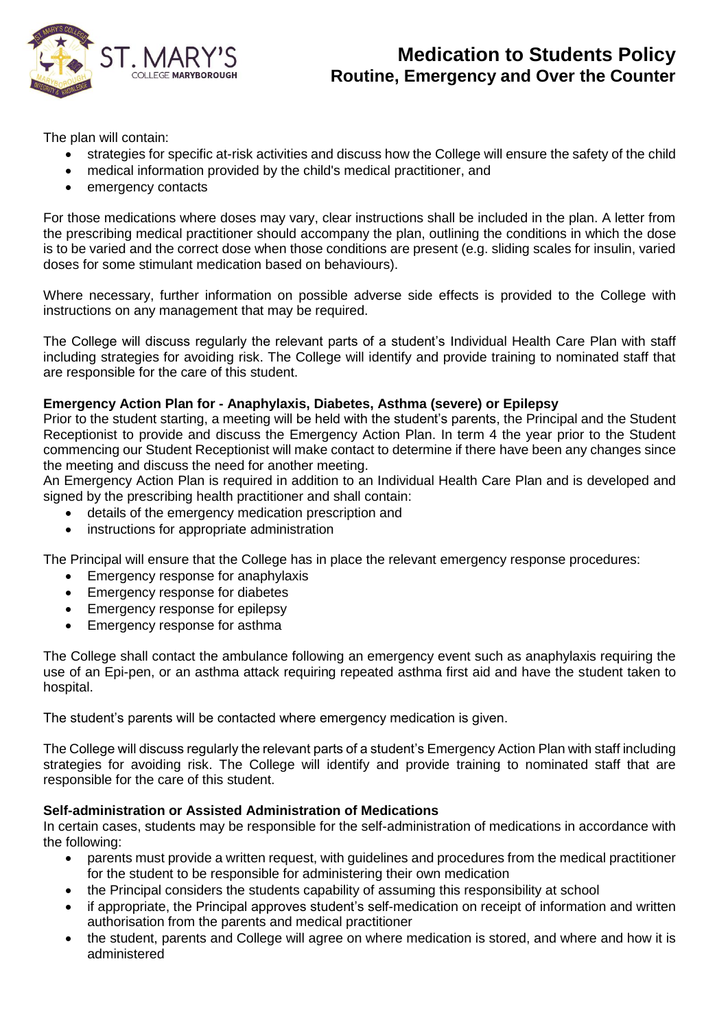The plan will contain:

- strategies for specific at-risk activities and discuss how the College will ensure the safety of the child
- medical information provided by the child's medical practitioner, and
- emergency contacts

For those medications where doses may vary, clear instructions shall be included in the plan. A letter from the prescribing medical practitioner should accompany the plan, outlining the conditions in which the dose is to be varied and the correct dose when those conditions are present (e.g. sliding scales for insulin, varied doses for some stimulant medication based on behaviours).

Where necessary, further information on possible adverse side effects is provided to the College with instructions on any management that may be required.

The College will discuss regularly the relevant parts of a student's Individual Health Care Plan with staff including strategies for avoiding risk. The College will identify and provide training to nominated staff that are responsible for the care of this student.

**Emergency Action Plan for - Anaphylaxis, Diabetes, Asthma (severe) or Epilepsy**

Prior to the student starting, a meeting will be held with the student's parents, the Principal and the Student Receptionist to provide and discuss the Emergency Action Plan. In term 4 the year prior to the Student commencing our Student Receptionist will make contact to determine if there have been any changes since the meeting and discuss the need for another meeting.

An Emergency Action Plan is required in addition to an Individual Health Care Plan and is developed and signed by the prescribing health practitioner and shall contain:

- details of the emergency medication prescription and
- instructions for appropriate administration

The Principal will ensure that the College has in place the relevant emergency response procedures:

- Emergency response for anaphylaxis
- Emergency response for diabetes
- Emergency response for epilepsy
- Emergency response for asthma

The College shall contact the ambulance following an emergency event such as anaphylaxis requiring the use of an Epi-pen, or an asthma attack requiring repeated asthma first aid and have the student taken to hospital.

The student's parents will be contacted where emergency medication is given.

The College will discuss regularly the relevant parts of a student's Emergency Action Plan with staff including strategies for avoiding risk. The College will identify and provide training to nominated staff that are responsible for the care of this student.

**Self-administration or Assisted Administration of Medications**

In certain cases, students may be responsible for the self-administration of medications in accordance with the following:

- parents must provide a written request, with guidelines and procedures from the medical practitioner for the student to be responsible for administering their own medication
- the Principal considers the students capability of assuming this responsibility at school
- if appropriate, the Principal approves student's self-medication on receipt of information and written authorisation from the parents and medical practitioner
- the student, parents and College will agree on where medication is stored, and where and how it is administered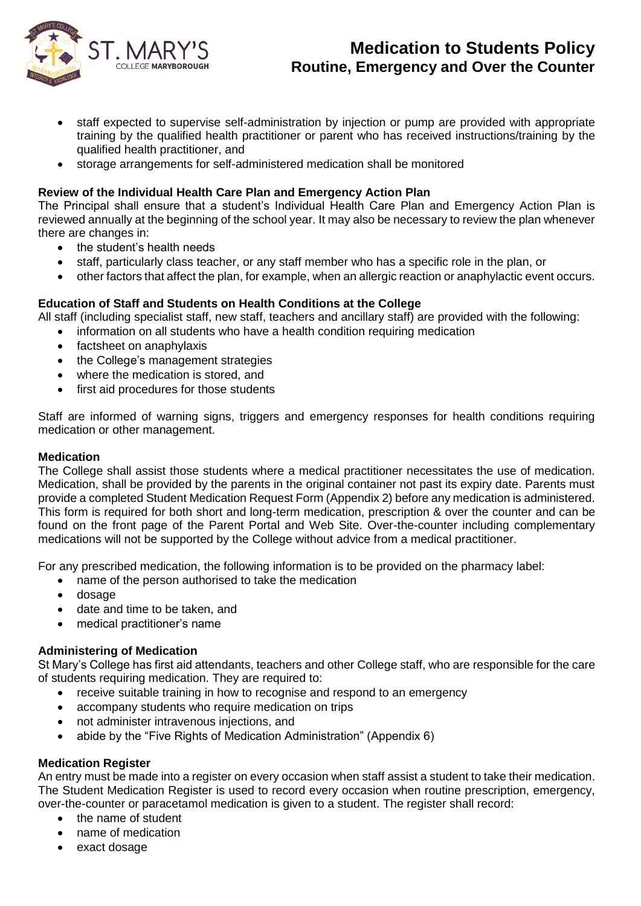- staff expected to supervise self-administration by injection or pump are provided with appropriate training by the qualified health practitioner or parent who has received instructions/training by the qualified health practitioner, and
- storage arrangements for self-administered medication shall be monitored

**Review of the Individual Health Care Plan and Emergency Action Plan**

The Principal shall ensure that a student's Individual Health Care Plan and Emergency Action Plan is reviewed annually at the beginning of the school year. It may also be necessary to review the plan whenever there are changes in:

- the student's health needs
- staff, particularly class teacher, or any staff member who has a specific role in the plan, or
- other factors that affect the plan, for example, when an allergic reaction or anaphylactic event occurs.

**Education of Staff and Students on Health Conditions at the College**

All staff (including specialist staff, new staff, teachers and ancillary staff) are provided with the following:

- information on all students who have a health condition requiring medication
- factsheet on anaphylaxis
- the College's management strategies
- where the medication is stored, and
- first aid procedures for those students

Staff are informed of warning signs, triggers and emergency responses for health conditions requiring medication or other management.

**Medication**

The College shall assist those students where a medical practitioner necessitates the use of medication. Medication, shall be provided by the parents in the original container not past its expiry date. Parents must provide a completed Student Medication Request Form (Appendix 2) before any medication is administered. This form is required for both short and long-term medication, prescription & over the counter and can be found on the front page of the Parent Portal and Web Site. Over-the-counter including complementary medications will not be supported by the College without advice from a medical practitioner.

For any prescribed medication, the following information is to be provided on the pharmacy label:

- name of the person authorised to take the medication
- dosage
- date and time to be taken, and
- medical practitioner's name

**Administering of Medication**

St Mary's College has first aid attendants, teachers and other College staff, who are responsible for the care of students requiring medication. They are required to:

- receive suitable training in how to recognise and respond to an emergency
- accompany students who require medication on trips
- not administer intravenous injections, and
- abide by the "Five Rights of Medication Administration" (Appendix 6)

**Medication Register**

An entry must be made into a register on every occasion when staff assist a student to take their medication. The Student Medication Register is used to record every occasion when routine prescription, emergency, over-the-counter or paracetamol medication is given to a student. The register shall record:

- the name of student
- name of medication
- exact dosage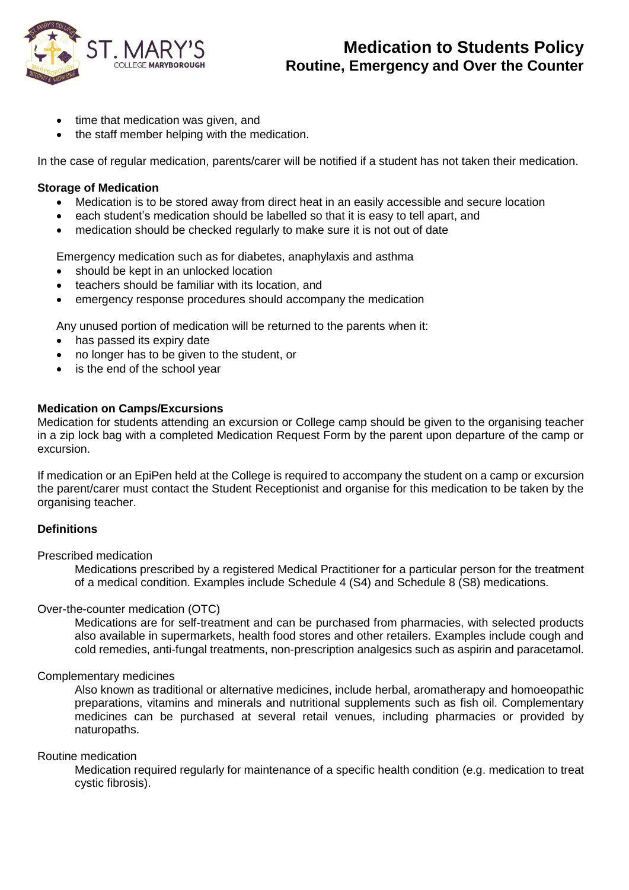- time that medication was given, and
- the staff member helping with the medication.

In the case of regular medication, parents/carer will be notified if a student has not taken their medication.

**Storage of Medication**

- Medication is to be stored away from direct heat in an easily accessible and secure location
- each student's medication should be labelled so that it is easy to tell apart, and
- medication should be checked regularly to make sure it is not out of date

Emergency medication such as for diabetes, anaphylaxis and asthma

- should be kept in an unlocked location
- teachers should be familiar with its location, and
- emergency response procedures should accompany the medication

Any unused portion of medication will be returned to the parents when it:

- has passed its expiry date
- no longer has to be given to the student, or
- is the end of the school year

**Medication on Camps/Excursions**

Medication for students attending an excursion or College camp should be given to the organising teacher in a zip lock bag with a completed Medication Request Form by the parent upon departure of the camp or excursion.

If medication or an EpiPen held at the College is required to accompany the student on a camp or excursion the parent/carer must contact the Student Receptionist and organise for this medication to be taken by the organising teacher.

**Definitions**

Prescribed medication

> Medications prescribed by a registered Medical Practitioner for a particular person for the treatment of a medical condition. Examples include Schedule 4 (S4) and Schedule 8 (S8) medications.

Over-the-counter medication (OTC)

> Medications are for self-treatment and can be purchased from pharmacies, with selected products also available in supermarkets, health food stores and other retailers. Examples include cough and cold remedies, anti-fungal treatments, non-prescription analgesics such as aspirin and paracetamol.

Complementary medicines

> Also known as traditional or alternative medicines, include herbal, aromatherapy and homoeopathic preparations, vitamins and minerals and nutritional supplements such as fish oil. Complementary medicines can be purchased at several retail venues, including pharmacies or provided by naturopaths.

Routine medication

> Medication required regularly for maintenance of a specific health condition (e.g. medication to treat cystic fibrosis).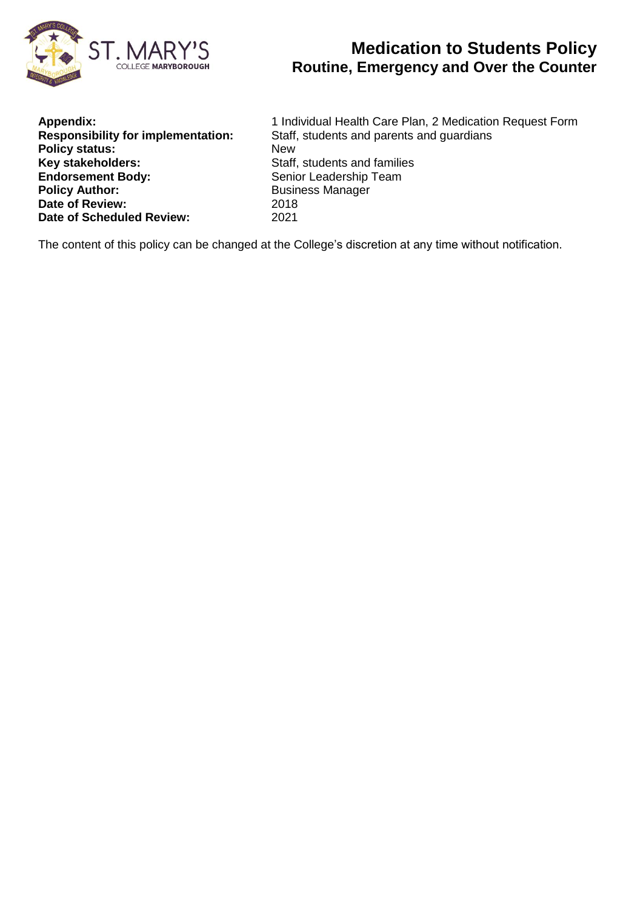# Medication to Students Policy

## Routine, Emergency and Over the Counter

| | |
|---|---|
| **Appendix:** | 1 Individual Health Care Plan, 2 Medication Request Form |
| **Responsibility for implementation:** | Staff, students and parents and guardians |
| **Policy status:** | New |
| **Key stakeholders:** | Staff, students and families |
| **Endorsement Body:** | Senior Leadership Team |
| **Policy Author:** | Business Manager |
| **Date of Review:** | 2018 |
| **Date of Scheduled Review:** | 2021 |

The content of this policy can be changed at the College's discretion at any time without notification.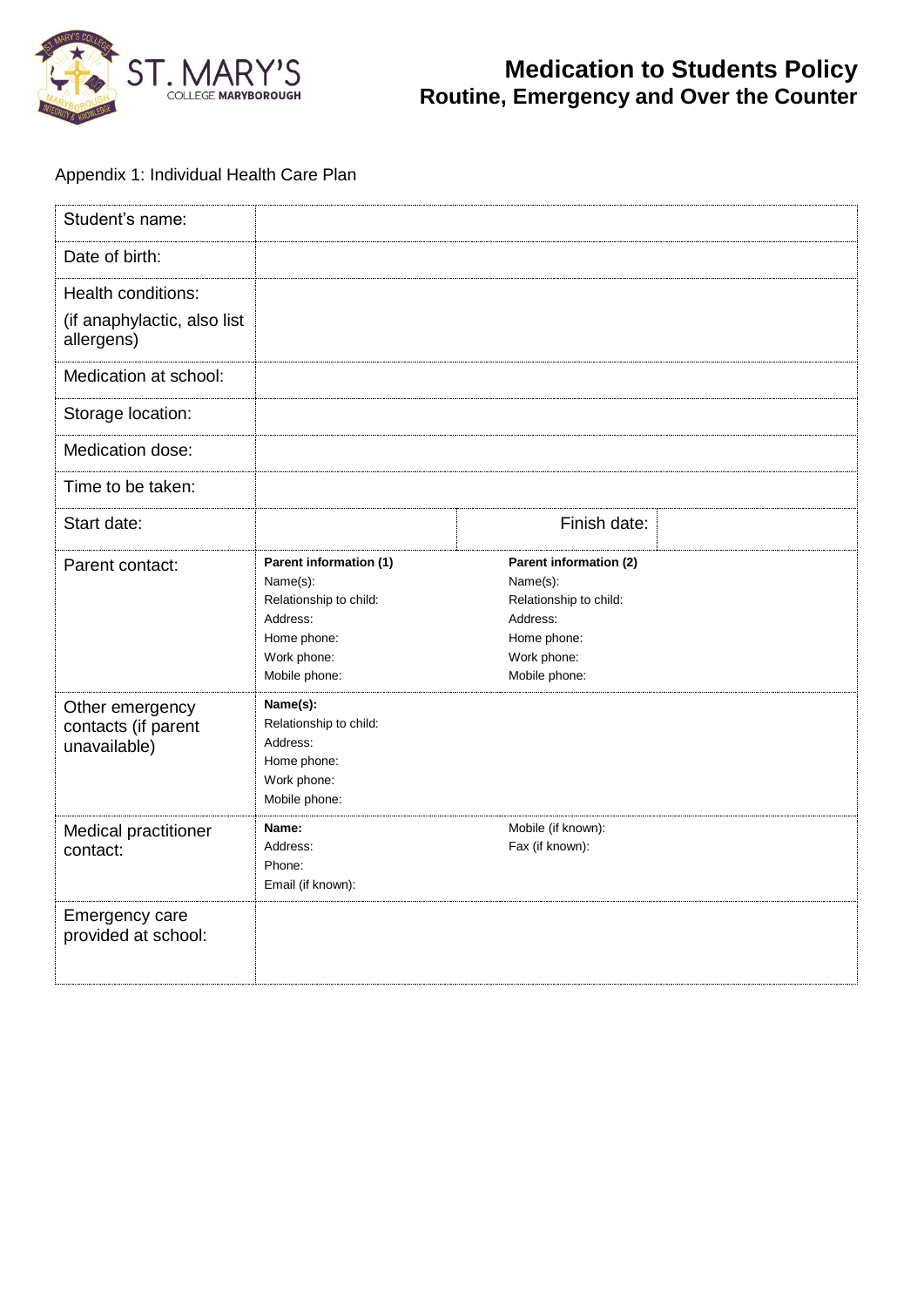Appendix 1: Individual Health Care Plan

| | | | |
|---|---|---|---|
| Student's name: | | | |
| Date of birth: | | | |
| Health conditions:<br>(if anaphylactic, also list allergens) | | | |
| Medication at school: | | | |
| Storage location: | | | |
| Medication dose: | | | |
| Time to be taken: | | | |
| Start date: | | Finish date: | |
| Parent contact: | **Parent information (1)**<br>Name(s):<br>Relationship to child:<br>Address:<br>Home phone:<br>Work phone:<br>Mobile phone: | **Parent information (2)**<br>Name(s):<br>Relationship to child:<br>Address:<br>Home phone:<br>Work phone:<br>Mobile phone: | |
| Other emergency contacts (if parent unavailable) | **Name(s):**<br>Relationship to child:<br>Address:<br>Home phone:<br>Work phone:<br>Mobile phone: | | |
| Medical practitioner contact: | **Name:**<br>Address:<br>Phone:<br>Email (if known): | Mobile (if known):<br>Fax (if known): | |
| Emergency care provided at school: | | | |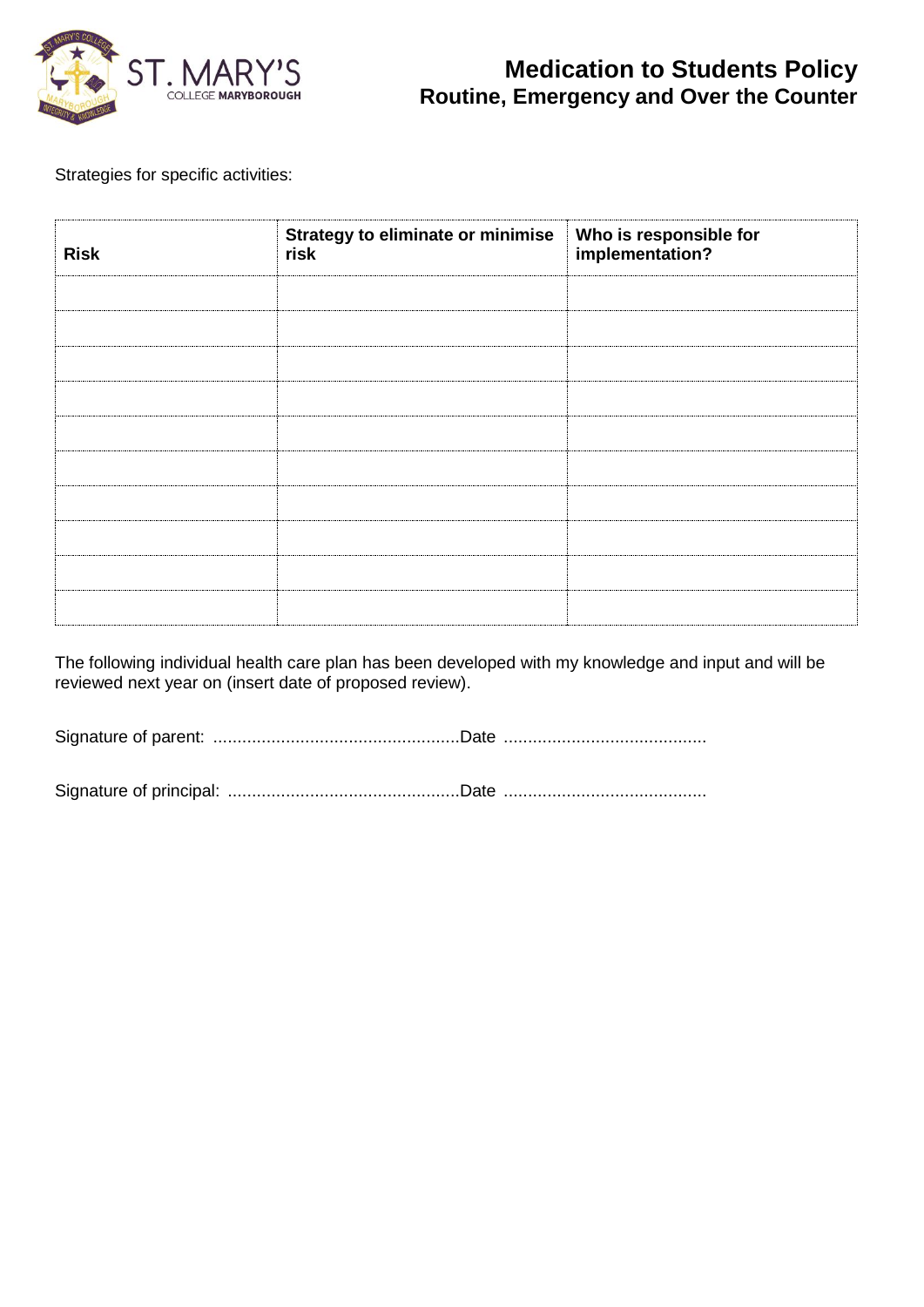Strategies for specific activities:

| Risk | Strategy to eliminate or minimise risk | Who is responsible for implementation? |
|---|---|---|
| | | |
| | | |
| | | |
| | | |
| | | |
| | | |
| | | |
| | | |
| | | |
| | | |

The following individual health care plan has been developed with my knowledge and input and will be reviewed next year on (insert date of proposed review).

Signature of parent: ..................................................Date .........................................

Signature of principal: ...............................................Date .........................................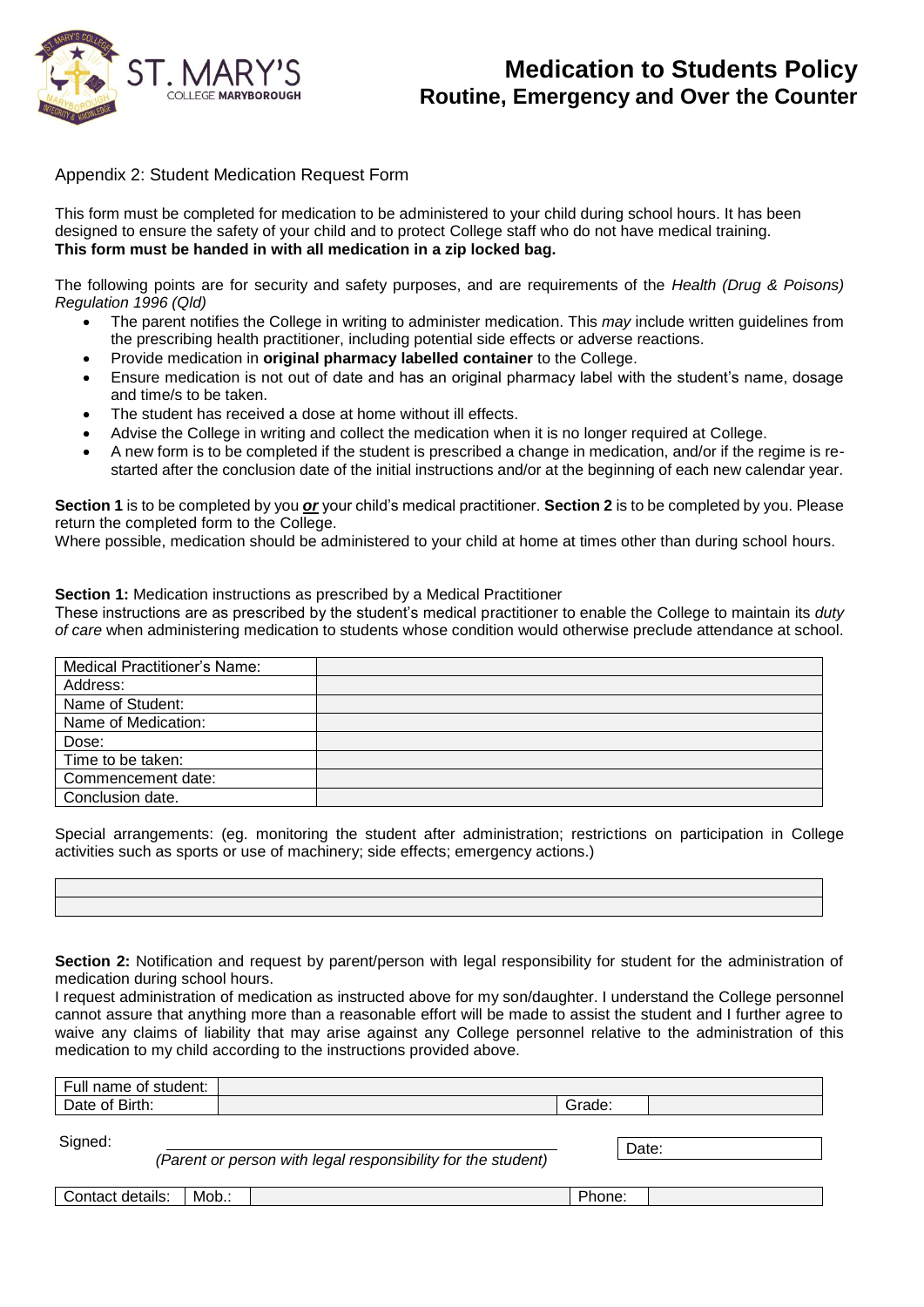# Medication to Students Policy
## Routine, Emergency and Over the Counter

Appendix 2: Student Medication Request Form

This form must be completed for medication to be administered to your child during school hours. It has been designed to ensure the safety of your child and to protect College staff who do not have medical training.
**This form must be handed in with all medication in a zip locked bag.**

The following points are for security and safety purposes, and are requirements of the *Health (Drug & Poisons) Regulation 1996 (Qld)*

- The parent notifies the College in writing to administer medication. This *may* include written guidelines from the prescribing health practitioner, including potential side effects or adverse reactions.
- Provide medication in **original pharmacy labelled container** to the College.
- Ensure medication is not out of date and has an original pharmacy label with the student's name, dosage and time/s to be taken.
- The student has received a dose at home without ill effects.
- Advise the College in writing and collect the medication when it is no longer required at College.
- A new form is to be completed if the student is prescribed a change in medication, and/or if the regime is re-started after the conclusion date of the initial instructions and/or at the beginning of each new calendar year.

**Section 1** is to be completed by you ***or*** your child's medical practitioner. **Section 2** is to be completed by you. Please return the completed form to the College.
Where possible, medication should be administered to your child at home at times other than during school hours.

**Section 1:** Medication instructions as prescribed by a Medical Practitioner
These instructions are as prescribed by the student's medical practitioner to enable the College to maintain its *duty of care* when administering medication to students whose condition would otherwise preclude attendance at school.

| | |
|---|---|
| Medical Practitioner's Name: | |
| Address: | |
| Name of Student: | |
| Name of Medication: | |
| Dose: | |
| Time to be taken: | |
| Commencement date: | |
| Conclusion date. | |

Special arrangements: (eg. monitoring the student after administration; restrictions on participation in College activities such as sports or use of machinery; side effects; emergency actions.)

| |
|---|
| |
| |

**Section 2:** Notification and request by parent/person with legal responsibility for student for the administration of medication during school hours.
I request administration of medication as instructed above for my son/daughter. I understand the College personnel cannot assure that anything more than a reasonable effort will be made to assist the student and I further agree to waive any claims of liability that may arise against any College personnel relative to the administration of this medication to my child according to the instructions provided above.

| | | | |
|---|---|---|---|
| Full name of student: | | | |
| Date of Birth: | | Grade: | |

Signed: ______________________________ Date:
*(Parent or person with legal responsibility for the student)*

| | | | | |
|---|---|---|---|---|
| Contact details: | Mob.: | | Phone: | |